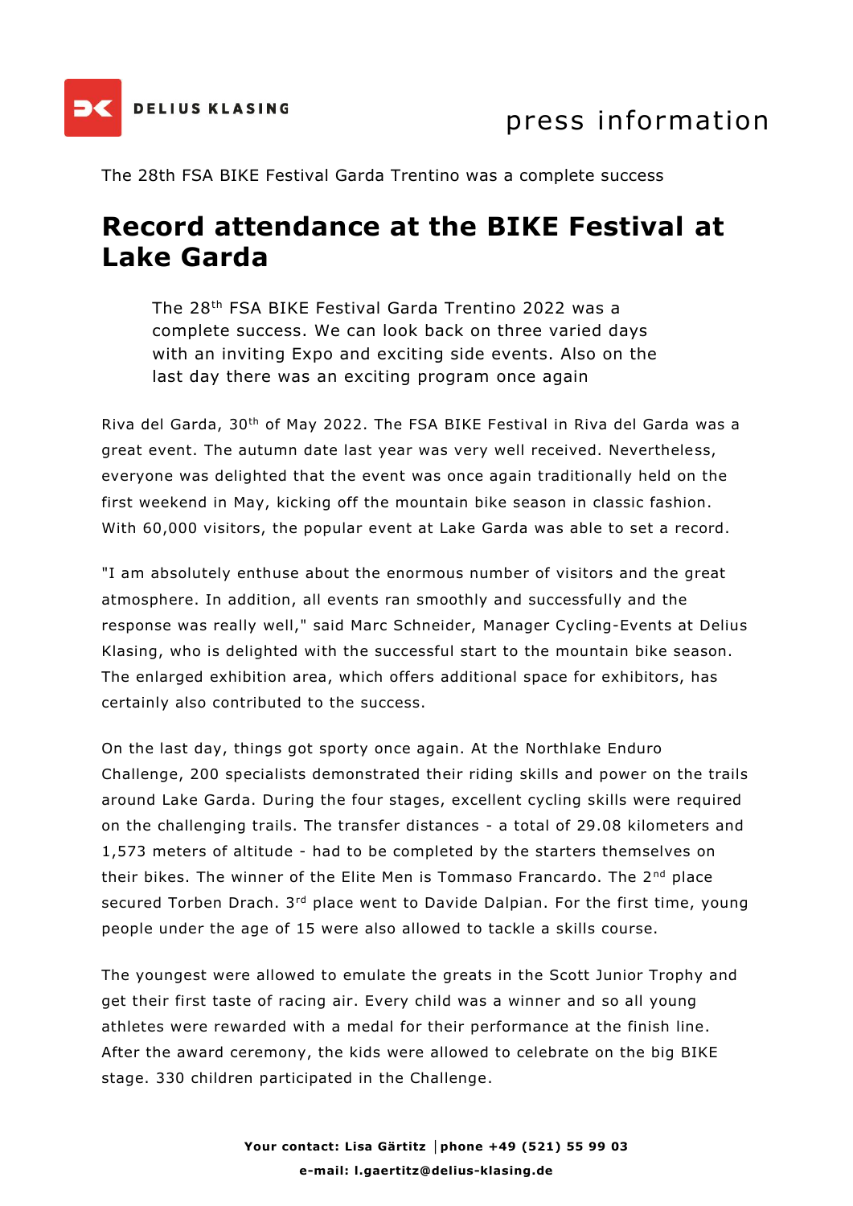press information

The 28th FSA BIKE Festival Garda Trentino was a complete success

# Record attendance at the BIKE Festival at Lake Garda

> The 28th FSA BIKE Festival Garda Trentino 2022 was a complete success. We can look back on three varied days with an inviting Expo and exciting side events. Also on the last day there was an exciting program once again

Riva del Garda, 30th of May 2022. The FSA BIKE Festival in Riva del Garda was a great event. The autumn date last year was very well received. Nevertheless, everyone was delighted that the event was once again traditionally held on the first weekend in May, kicking off the mountain bike season in classic fashion. With 60,000 visitors, the popular event at Lake Garda was able to set a record.

"I am absolutely enthuse about the enormous number of visitors and the great atmosphere. In addition, all events ran smoothly and successfully and the response was really well," said Marc Schneider, Manager Cycling-Events at Delius Klasing, who is delighted with the successful start to the mountain bike season. The enlarged exhibition area, which offers additional space for exhibitors, has certainly also contributed to the success.

On the last day, things got sporty once again. At the Northlake Enduro Challenge, 200 specialists demonstrated their riding skills and power on the trails around Lake Garda. During the four stages, excellent cycling skills were required on the challenging trails. The transfer distances - a total of 29.08 kilometers and 1,573 meters of altitude - had to be completed by the starters themselves on their bikes. The winner of the Elite Men is Tommaso Francardo. The 2nd place secured Torben Drach. 3rd place went to Davide Dalpian. For the first time, young people under the age of 15 were also allowed to tackle a skills course.

The youngest were allowed to emulate the greats in the Scott Junior Trophy and get their first taste of racing air. Every child was a winner and so all young athletes were rewarded with a medal for their performance at the finish line. After the award ceremony, the kids were allowed to celebrate on the big BIKE stage. 330 children participated in the Challenge.

**Your contact: Lisa Gärtitz | phone +49 (521) 55 99 03**
**e-mail: l.gaertitz@delius-klasing.de**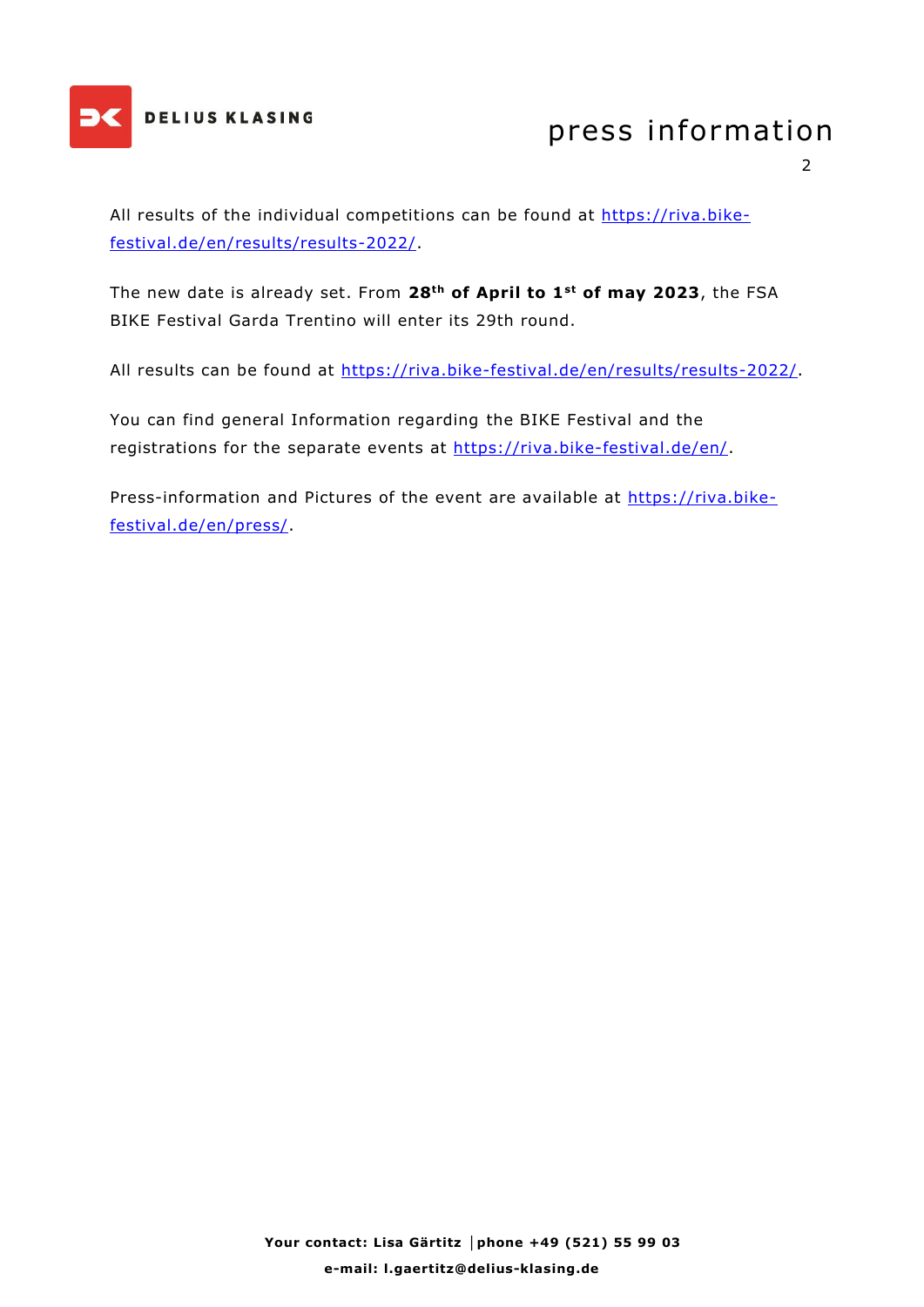All results of the individual competitions can be found at https://riva.bike-festival.de/en/results/results-2022/.

The new date is already set. From **28th of April to 1st of may 2023**, the FSA BIKE Festival Garda Trentino will enter its 29th round.

All results can be found at https://riva.bike-festival.de/en/results/results-2022/.

You can find general Information regarding the BIKE Festival and the registrations for the separate events at https://riva.bike-festival.de/en/.

Press-information and Pictures of the event are available at https://riva.bike-festival.de/en/press/.

**Your contact: Lisa Gärtitz │phone +49 (521) 55 99 03**

**e-mail: l.gaertitz@delius-klasing.de**